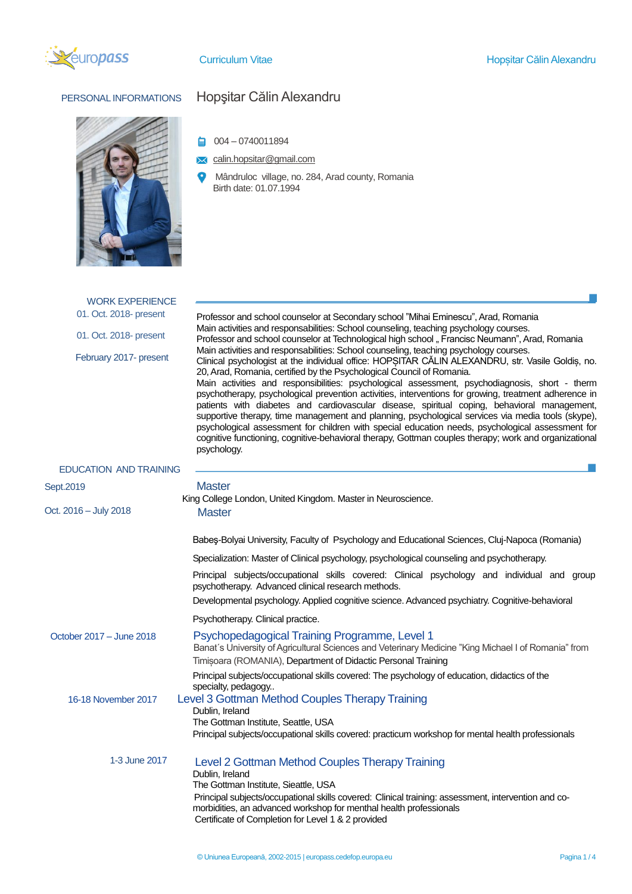## PERSONAL INFORMATIONS

# Hopşitar Călin Alexandru

004 – 0740011894

calin.hopsitar@gmail.com

Mândruloc village, no. 284, Arad county, Romania
Birth date: 01.07.1994

## WORK EXPERIENCE

**01. Oct. 2018- present**

Professor and school counselor at Secondary school "Mihai Eminescu", Arad, Romania
Main activities and responsabilities: School counseling, teaching psychology courses.

**01. Oct. 2018- present**

Professor and school counselor at Technological high school „ Francisc Neumann", Arad, Romania
Main activities and responsabilities: School counseling, teaching psychology courses.

**February 2017- present**

Clinical psychologist at the individual office: HOPȘITAR CĂLIN ALEXANDRU, str. Vasile Goldiș, no. 20, Arad, Romania, certified by the Psychological Council of Romania.
Main activities and responsibilities: psychological assessment, psychodiagnosis, short - therm psychotherapy, psychological prevention activities, interventions for growing, treatment adherence in patients with diabetes and cardiovascular disease, spiritual coping, behavioral management, supportive therapy, time management and planning, psychological services via media tools (skype), psychological assessment for children with special education needs, psychological assessment for cognitive functioning, cognitive-behavioral therapy, Gottman couples therapy; work and organizational psychology.

## EDUCATION AND TRAINING

**Sept.2019**

### Master

King College London, United Kingdom. Master in Neuroscience.

**Oct. 2016 – July 2018**

### Master

Babeş-Bolyai University, Faculty of Psychology and Educational Sciences, Cluj-Napoca (Romania)

Specialization: Master of Clinical psychology, psychological counseling and psychotherapy.

Principal subjects/occupational skills covered: Clinical psychology and individual and group psychotherapy. Advanced clinical research methods.

Developmental psychology. Applied cognitive science. Advanced psychiatry. Cognitive-behavioral

Psychotherapy. Clinical practice.

**October 2017 – June 2018**

### Psychopedagogical Training Programme, Level 1

Banat´s University of Agricultural Sciences and Veterinary Medicine "King Michael I of Romania" from Timișoara (ROMANIA), Department of Didactic Personal Training

Principal subjects/occupational skills covered: The psychology of education, didactics of the specialty, pedagogy..

**16-18 November 2017**

### Level 3 Gottman Method Couples Therapy Training

Dublin, Ireland
The Gottman Institute, Seattle, USA
Principal subjects/occupational skills covered: practicum workshop for mental health professionals

**1-3 June 2017**

### Level 2 Gottman Method Couples Therapy Training

Dublin, Ireland
The Gottman Institute, Sieattle, USA
Principal subjects/occupational skills covered: Clinical training: assessment, intervention and co-morbidities, an advanced workshop for menthal health professionals
Certificate of Completion for Level 1 & 2 provided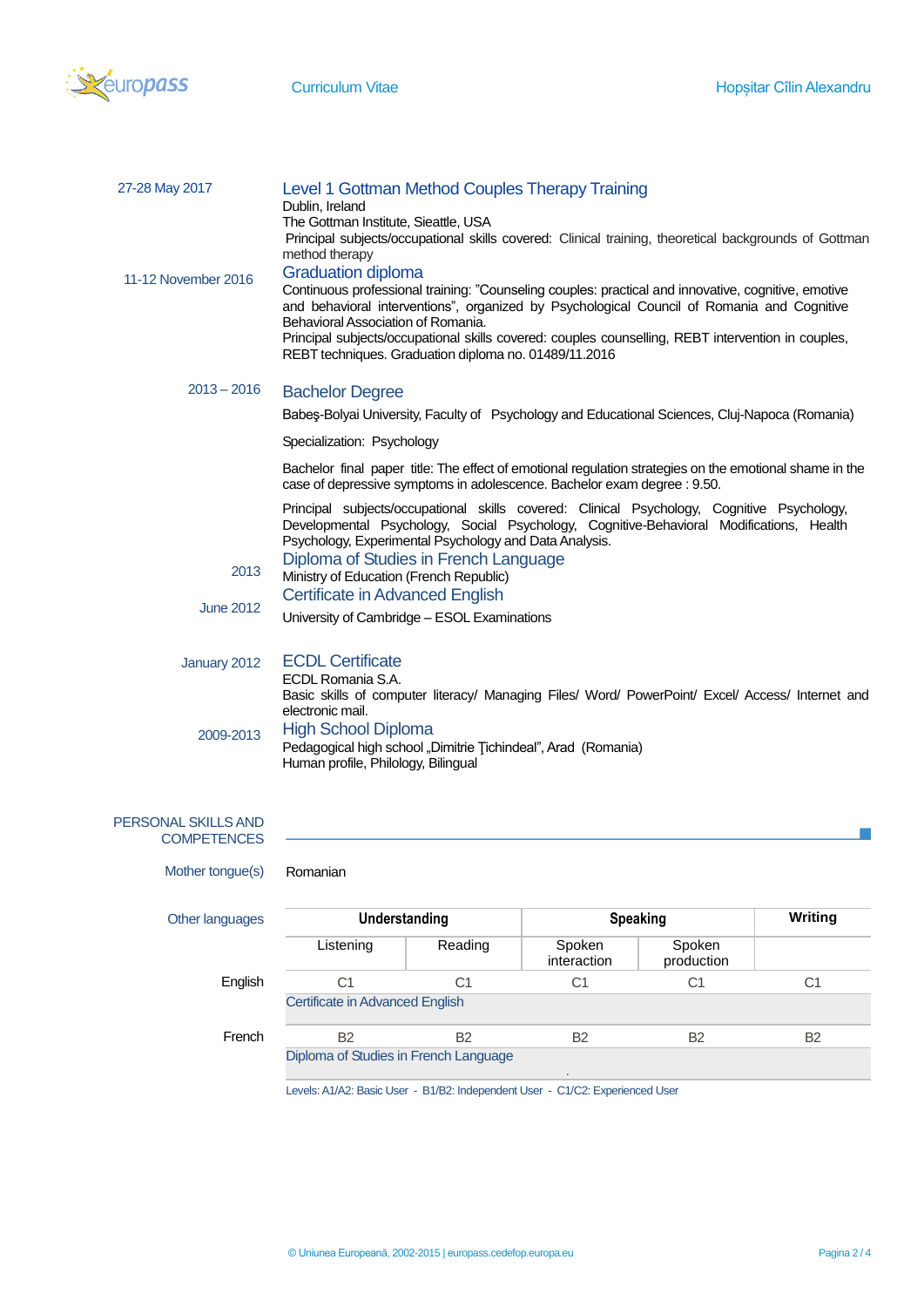27-28 May 2017

### Level 1 Gottman Method Couples Therapy Training

Dublin, Ireland
The Gottman Institute, Sieattle, USA
Principal subjects/occupational skills covered: Clinical training, theoretical backgrounds of Gottman method therapy

11-12 November 2016

### Graduation diploma

Continuous professional training: "Counseling couples: practical and innovative, cognitive, emotive and behavioral interventions", organized by Psychological Council of Romania and Cognitive Behavioral Association of Romania.
Principal subjects/occupational skills covered: couples counselling, REBT intervention in couples, REBT techniques. Graduation diploma no. 01489/11.2016

2013 – 2016

### Bachelor Degree

Babeş-Bolyai University, Faculty of Psychology and Educational Sciences, Cluj-Napoca (Romania)

Specialization: Psychology

Bachelor final paper title: The effect of emotional regulation strategies on the emotional shame in the case of depressive symptoms in adolescence. Bachelor exam degree : 9.50.

Principal subjects/occupational skills covered: Clinical Psychology, Cognitive Psychology, Developmental Psychology, Social Psychology, Cognitive-Behavioral Modifications, Health Psychology, Experimental Psychology and Data Analysis.

2013

### Diploma of Studies in French Language

Ministry of Education (French Republic)

June 2012

### Certificate in Advanced English

University of Cambridge – ESOL Examinations

January 2012

### ECDL Certificate

ECDL Romania S.A.
Basic skills of computer literacy/ Managing Files/ Word/ PowerPoint/ Excel/ Access/ Internet and electronic mail.

2009-2013

### High School Diploma

Pedagogical high school „Dimitrie Ţichindeal", Arad (Romania)
Human profile, Philology, Bilingual

## PERSONAL SKILLS AND COMPETENCES

Mother tongue(s): Romanian

Other languages

| | Understanding | | Speaking | | Writing |
|---|---|---|---|---|---|
| | Listening | Reading | Spoken interaction | Spoken production | |
| English | C1 | C1 | C1 | C1 | C1 |
| | Certificate in Advanced English | | | | |
| French | B2 | B2 | B2 | B2 | B2 |
| | Diploma of Studies in French Language | | | | |

Levels: A1/A2: Basic User - B1/B2: Independent User - C1/C2: Experienced User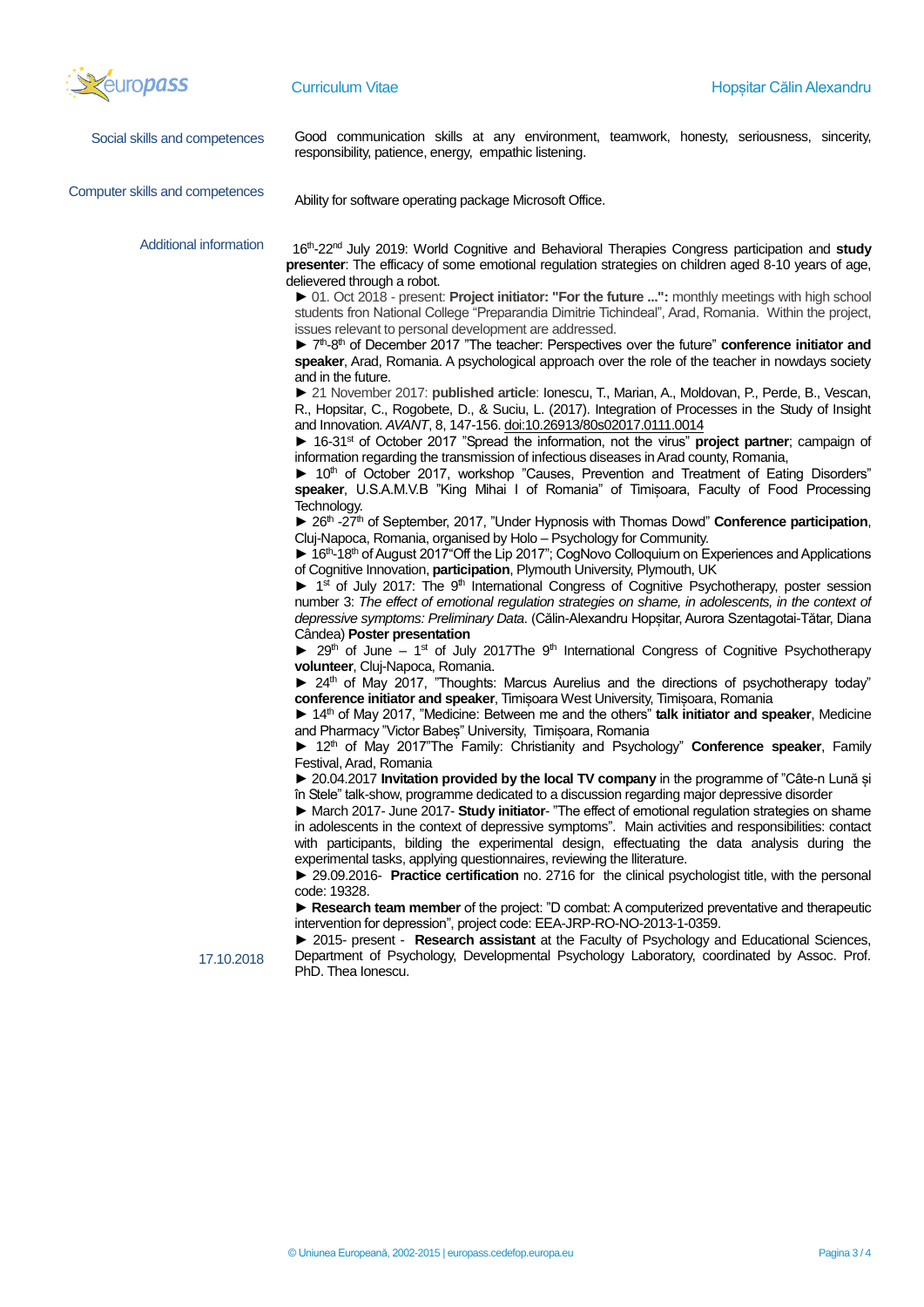**Social skills and competences**

Good communication skills at any environment, teamwork, honesty, seriousness, sincerity, responsibility, patience, energy, empathic listening.

**Computer skills and competences**

Ability for software operating package Microsoft Office.

**Additional information**

16th-22nd July 2019: World Cognitive and Behavioral Therapies Congress participation and **study presenter**: The efficacy of some emotional regulation strategies on children aged 8-10 years of age, delievered through a robot.

► 01. Oct 2018 - present: **Project initiator: "For the future ...":** monthly meetings with high school students fron National College "Preparandia Dimitrie Tichindeal", Arad, Romania. Within the project, issues relevant to personal development are addressed.

► 7th-8th of December 2017 "The teacher: Perspectives over the future" **conference initiator and speaker**, Arad, Romania. A psychological approach over the role of the teacher in nowdays society and in the future.

► 21 November 2017: **published article**: Ionescu, T., Marian, A., Moldovan, P., Perde, B., Vescan, R., Hopsitar, C., Rogobete, D., & Suciu, L. (2017). Integration of Processes in the Study of Insight and Innovation. *AVANT*, 8, 147-156. doi:10.26913/80s02017.0111.0014

► 16-31st of October 2017 "Spread the information, not the virus" **project partner**; campaign of information regarding the transmission of infectious diseases in Arad county, Romania,

► 10th of October 2017, workshop "Causes, Prevention and Treatment of Eating Disorders" **speaker**, U.S.A.M.V.B "King Mihai I of Romania" of Timișoara, Faculty of Food Processing Technology.

► 26th -27th of September, 2017, "Under Hypnosis with Thomas Dowd" **Conference participation**, Cluj-Napoca, Romania, organised by Holo – Psychology for Community.

► 16th-18th of August 2017"Off the Lip 2017"; CogNovo Colloquium on Experiences and Applications of Cognitive Innovation, **participation**, Plymouth University, Plymouth, UK

► 1st of July 2017: The 9th International Congress of Cognitive Psychotherapy, poster session number 3: *The effect of emotional regulation strategies on shame, in adolescents, in the context of depressive symptoms: Preliminary Data.* (Călin-Alexandru Hopșitar, Aurora Szentagotai-Tătar, Diana Cândea) **Poster presentation**

► 29th of June – 1st of July 2017The 9th International Congress of Cognitive Psychotherapy **volunteer**, Cluj-Napoca, Romania.

► 24th of May 2017, "Thoughts: Marcus Aurelius and the directions of psychotherapy today" **conference initiator and speaker**, Timișoara West University, Timișoara, Romania

► 14th of May 2017, "Medicine: Between me and the others" **talk initiator and speaker**, Medicine and Pharmacy "Victor Babeș" University, Timișoara, Romania

► 12th of May 2017"The Family: Christianity and Psychology" **Conference speaker**, Family Festival, Arad, Romania

► 20.04.2017 **Invitation provided by the local TV company** in the programme of "Câte-n Lună și în Stele" talk-show, programme dedicated to a discussion regarding major depressive disorder

► March 2017- June 2017- **Study initiator**- "The effect of emotional regulation strategies on shame in adolescents in the context of depressive symptoms". Main activities and responsibilities: contact with participants, bilding the experimental design, effectuating the data analysis during the experimental tasks, applying questionnaires, reviewing the lliterature.

► 29.09.2016- **Practice certification** no. 2716 for the clinical psychologist title, with the personal code: 19328.

► **Research team member** of the project: "D combat: A computerized preventative and therapeutic intervention for depression", project code: EEA-JRP-RO-NO-2013-1-0359.

► 2015- present - **Research assistant** at the Faculty of Psychology and Educational Sciences, Department of Psychology, Developmental Psychology Laboratory, coordinated by Assoc. Prof. PhD. Thea Ionescu.

17.10.2018